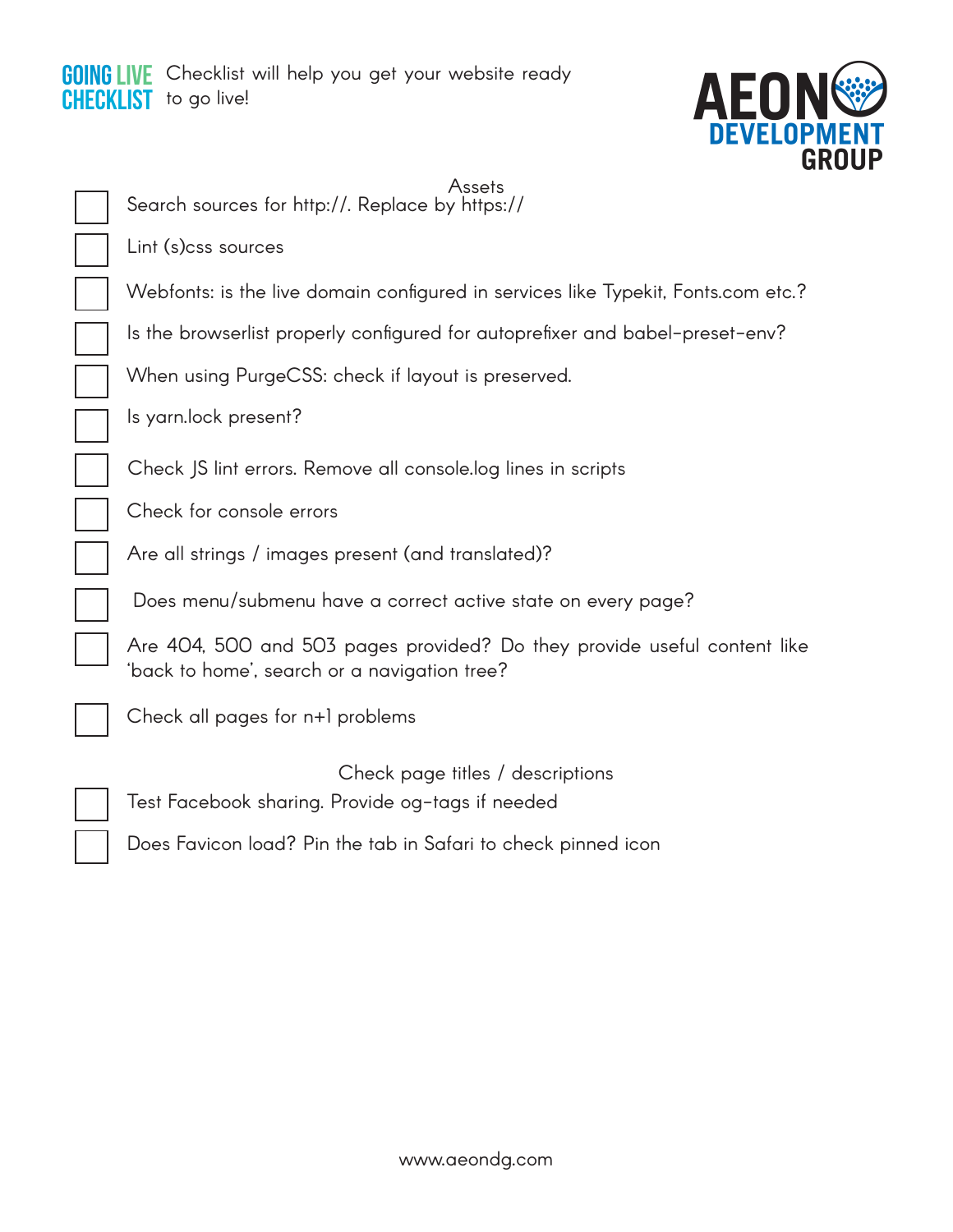**GOING LIVE CHECKLIST** Checklist will help you get your website ready to go live!

AEON DEVELOPMENT GROUP

## Assets

- [ ] Search sources for http://. Replace by https://
- [ ] Lint (s)css sources
- [ ] Webfonts: is the live domain configured in services like Typekit, Fonts.com etc.?
- [ ] Is the browserlist properly configured for autoprefixer and babel-preset-env?
- [ ] When using PurgeCSS: check if layout is preserved.
- [ ] Is yarn.lock present?
- [ ] Check JS lint errors. Remove all console.log lines in scripts
- [ ] Check for console errors
- [ ] Are all strings / images present (and translated)?
- [ ] Does menu/submenu have a correct active state on every page?
- [ ] Are 404, 500 and 503 pages provided? Do they provide useful content like 'back to home', search or a navigation tree?
- [ ] Check all pages for n+1 problems

## Check page titles / descriptions

- [ ] Test Facebook sharing. Provide og-tags if needed
- [ ] Does Favicon load? Pin the tab in Safari to check pinned icon

www.aeondg.com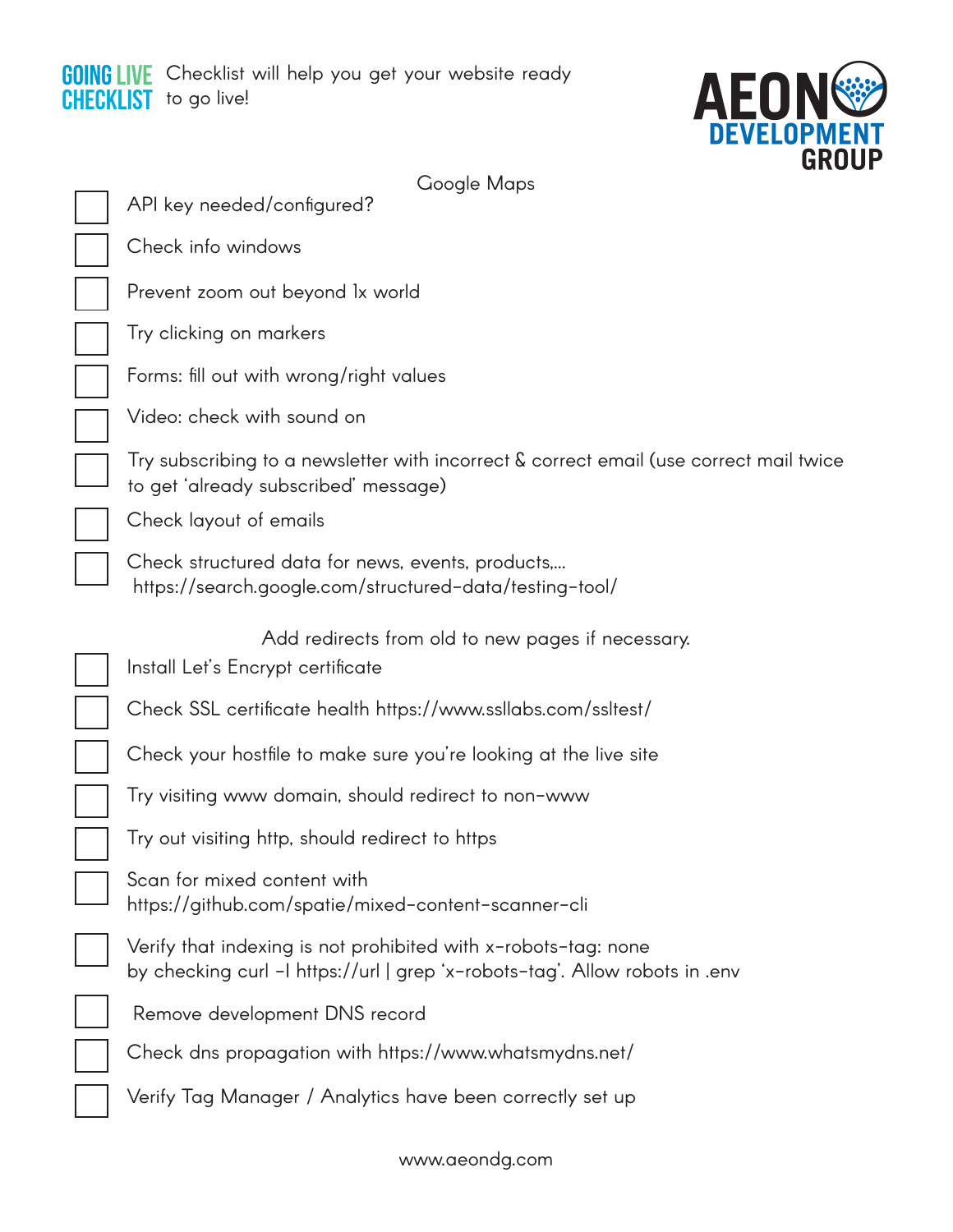**GOING LIVE CHECKLIST** Checklist will help you get your website ready to go live!

**AEON DEVELOPMENT GROUP**

Google Maps

- [ ] API key needed/configured?
- [ ] Check info windows
- [ ] Prevent zoom out beyond 1x world
- [ ] Try clicking on markers
- [ ] Forms: fill out with wrong/right values
- [ ] Video: check with sound on
- [ ] Try subscribing to a newsletter with incorrect & correct email (use correct mail twice to get 'already subscribed' message)
- [ ] Check layout of emails
- [ ] Check structured data for news, events, products,... https://search.google.com/structured-data/testing-tool/

Add redirects from old to new pages if necessary.

- [ ] Install Let's Encrypt certificate
- [ ] Check SSL certificate health https://www.ssllabs.com/ssltest/
- [ ] Check your hostfile to make sure you're looking at the live site
- [ ] Try visiting www domain, should redirect to non-www
- [ ] Try out visiting http, should redirect to https
- [ ] Scan for mixed content with https://github.com/spatie/mixed-content-scanner-cli
- [ ] Verify that indexing is not prohibited with x-robots-tag: none by checking curl -I https://url | grep 'x-robots-tag'. Allow robots in .env
- [ ] Remove development DNS record
- [ ] Check dns propagation with https://www.whatsmydns.net/
- [ ] Verify Tag Manager / Analytics have been correctly set up

www.aeondg.com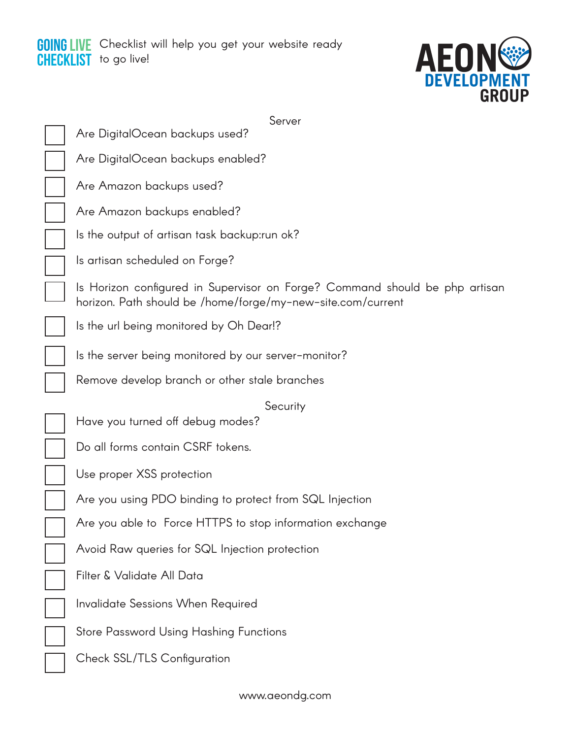**GOING LIVE CHECKLIST** Checklist will help you get your website ready to go live!

AEON DEVELOPMENT GROUP

## Server

- [ ] Are DigitalOcean backups used?
- [ ] Are DigitalOcean backups enabled?
- [ ] Are Amazon backups used?
- [ ] Are Amazon backups enabled?
- [ ] Is the output of artisan task backup:run ok?
- [ ] Is artisan scheduled on Forge?
- [ ] Is Horizon configured in Supervisor on Forge? Command should be php artisan horizon. Path should be /home/forge/my-new-site.com/current
- [ ] Is the url being monitored by Oh Dear!?
- [ ] Is the server being monitored by our server-monitor?
- [ ] Remove develop branch or other stale branches

## Security

- [ ] Have you turned off debug modes?
- [ ] Do all forms contain CSRF tokens.
- [ ] Use proper XSS protection
- [ ] Are you using PDO binding to protect from SQL Injection
- [ ] Are you able to Force HTTPS to stop information exchange
- [ ] Avoid Raw queries for SQL Injection protection
- [ ] Filter & Validate All Data
- [ ] Invalidate Sessions When Required
- [ ] Store Password Using Hashing Functions
- [ ] Check SSL/TLS Configuration

www.aeondg.com